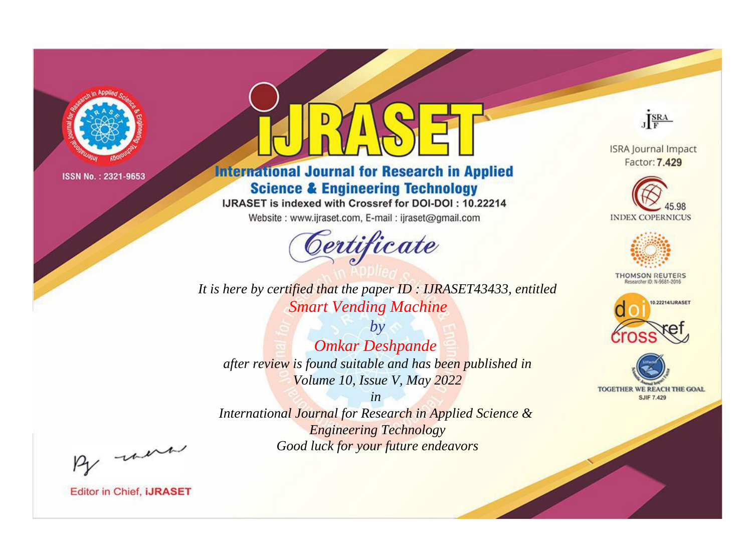ISSN No. : 2321-9653

# iJRASET

## International Journal for Research in Applied Science & Engineering Technology

IJRASET is indexed with Crossref for DOI-DOI : 10.22214

Website : www.ijraset.com, E-mail : ijraset@gmail.com

*Certificate*

*It is here by certified that the paper ID : IJRASET43433, entitled*

*Smart Vending Machine*

*by*

*Omkar Deshpande*

*after review is found suitable and has been published in*

*Volume 10, Issue V, May 2022*

*in*

*International Journal for Research in Applied Science & Engineering Technology*

*Good luck for your future endeavors*

ISRA Journal Impact Factor: **7.429**

45.98 INDEX COPERNICUS

THOMSON REUTERS Researcher ID: N-9681-2016

10.22214/IJRASET

TOGETHER WE REACH THE GOAL SJIF 7.429

Editor in Chief, **iJRASET**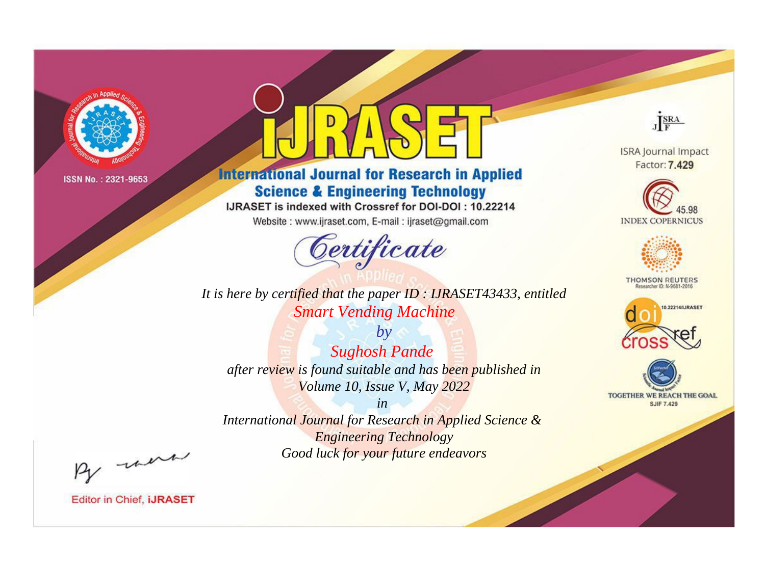ISSN No. : 2321-9653

# IJRASET

## International Journal for Research in Applied Science & Engineering Technology

IJRASET is indexed with Crossref for DOI-DOI : 10.22214

Website : www.ijraset.com, E-mail : ijraset@gmail.com

ISRA Journal Impact Factor: **7.429**

45.98 INDEX COPERNICUS

THOMSON REUTERS Researcher ID: N-9681-2016

10.22214/IJRASET

TOGETHER WE REACH THE GOAL SJIF 7.429

*Certificate*

*It is here by certified that the paper ID : IJRASET43433, entitled*

*Smart Vending Machine*

*by*

*Sughosh Pande*

*after review is found suitable and has been published in*

*Volume 10, Issue V, May 2022*

*in*

*International Journal for Research in Applied Science & Engineering Technology*

*Good luck for your future endeavors*

Editor in Chief, **IJRASET**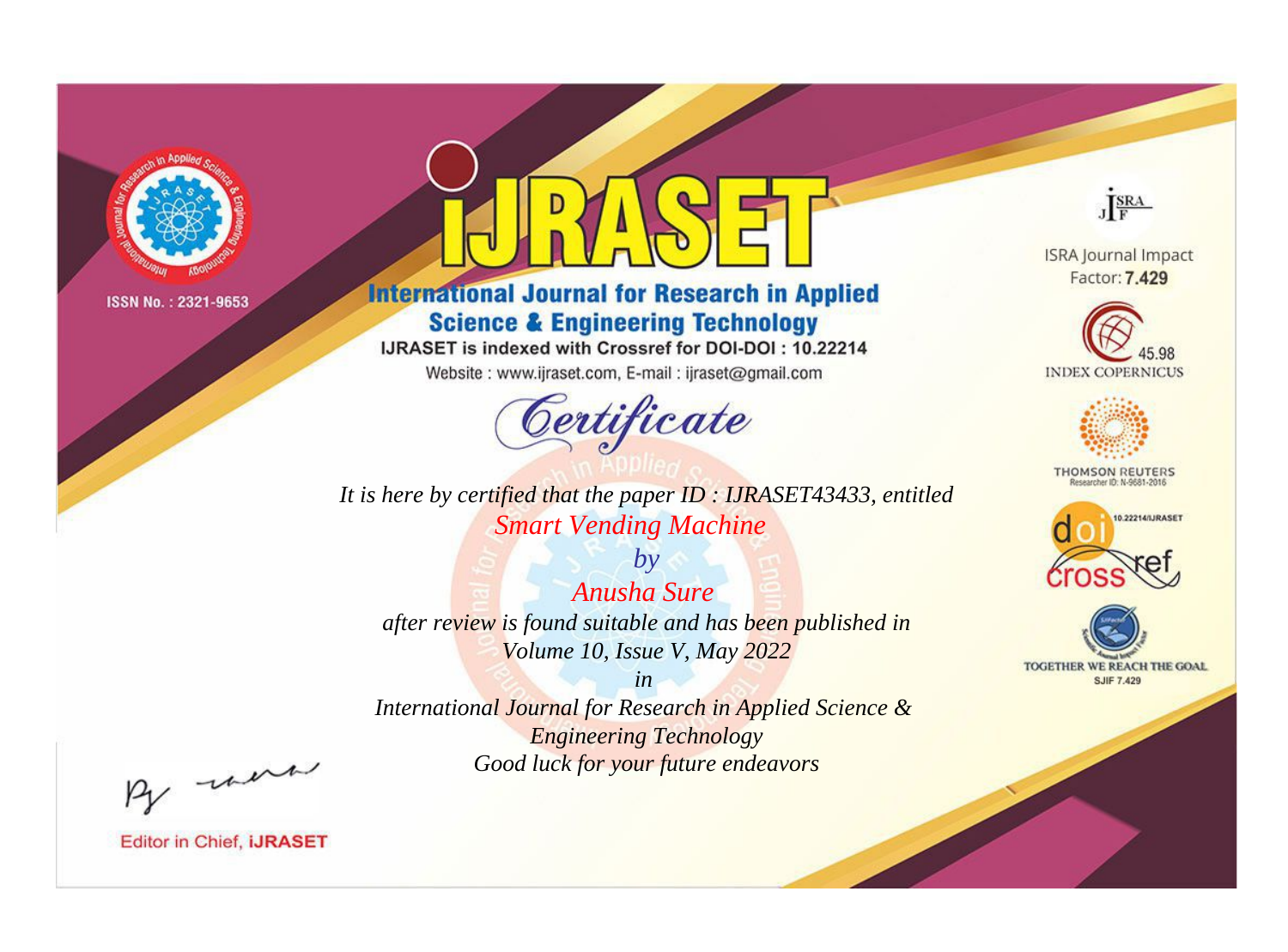ISSN No. : 2321-9653

# IJRASET

## International Journal for Research in Applied Science & Engineering Technology

IJRASET is indexed with Crossref for DOI-DOI : 10.22214

Website : www.ijraset.com, E-mail : ijraset@gmail.com

ISRA Journal Impact Factor: **7.429**

45.98 INDEX COPERNICUS

THOMSON REUTERS Researcher ID: N-9681-2016

10.22214/IJRASET

TOGETHER WE REACH THE GOAL SJIF 7.429

*Certificate*

*It is here by certified that the paper ID : IJRASET43433, entitled*

*Smart Vending Machine*

*by*

*Anusha Sure*

*after review is found suitable and has been published in*

*Volume 10, Issue V, May 2022*

*in*

*International Journal for Research in Applied Science & Engineering Technology*

*Good luck for your future endeavors*

Editor in Chief, **iJRASET**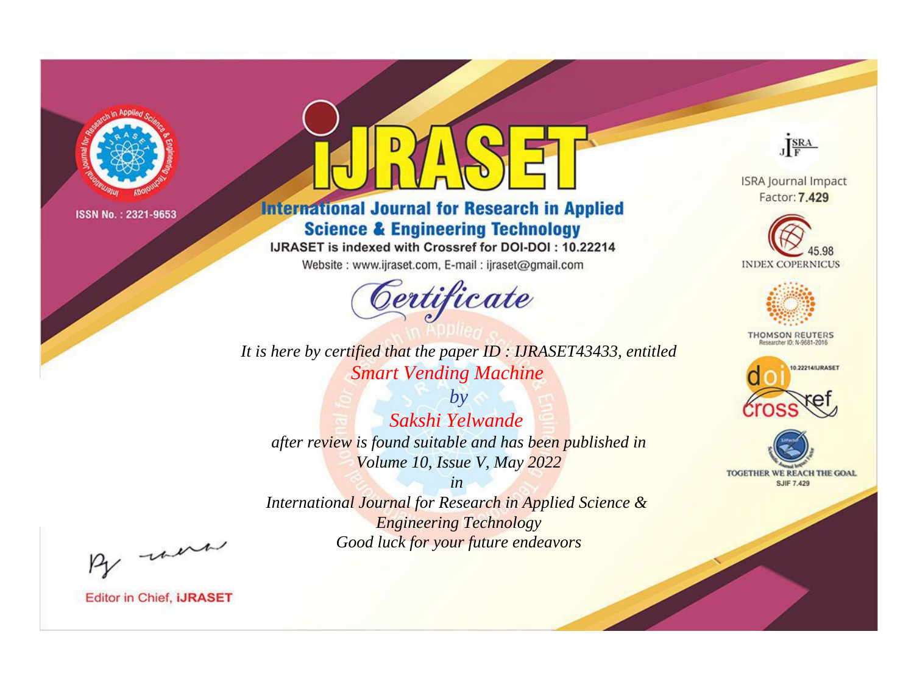ISSN No. : 2321-9653

# iJRASET

## International Journal for Research in Applied Science & Engineering Technology

IJRASET is indexed with Crossref for DOI-DOI : 10.22214

Website : www.ijraset.com, E-mail : ijraset@gmail.com

ISRA Journal Impact Factor: **7.429**

45.98 INDEX COPERNICUS

THOMSON REUTERS Researcher ID: N-9681-2016

10.22214/IJRASET

TOGETHER WE REACH THE GOAL SJIF 7.429

# *Certificate*

*It is here by certified that the paper ID : IJRASET43433, entitled*

*Smart Vending Machine*

*by*

*Sakshi Yelwande*

*after review is found suitable and has been published in*

*Volume 10, Issue V, May 2022*

*in*

*International Journal for Research in Applied Science & Engineering Technology*

*Good luck for your future endeavors*

Editor in Chief, **iJRASET**